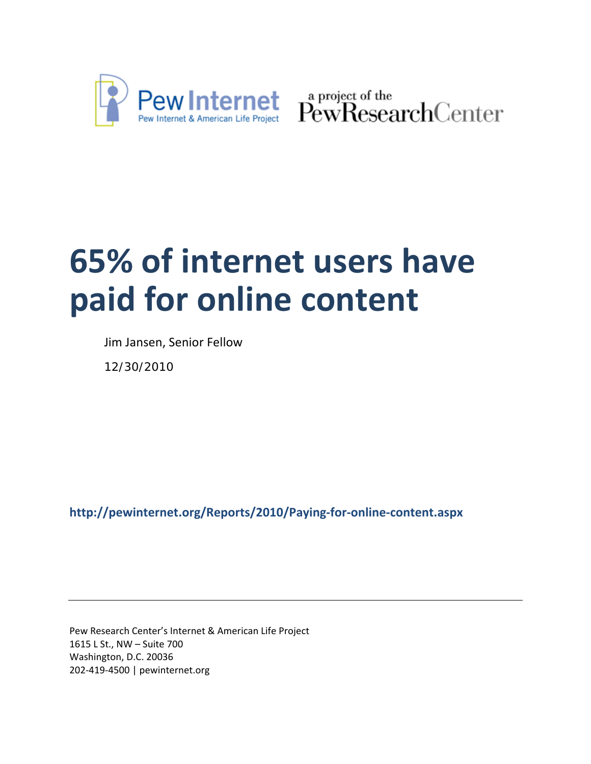Pew Internet
Pew Internet & American Life Project

a project of the PewResearchCenter

# 65% of internet users have paid for online content

Jim Jansen, Senior Fellow

12/30/2010

**http://pewinternet.org/Reports/2010/Paying-for-online-content.aspx**

---

Pew Research Center's Internet & American Life Project
1615 L St., NW – Suite 700
Washington, D.C. 20036
202-419-4500 | pewinternet.org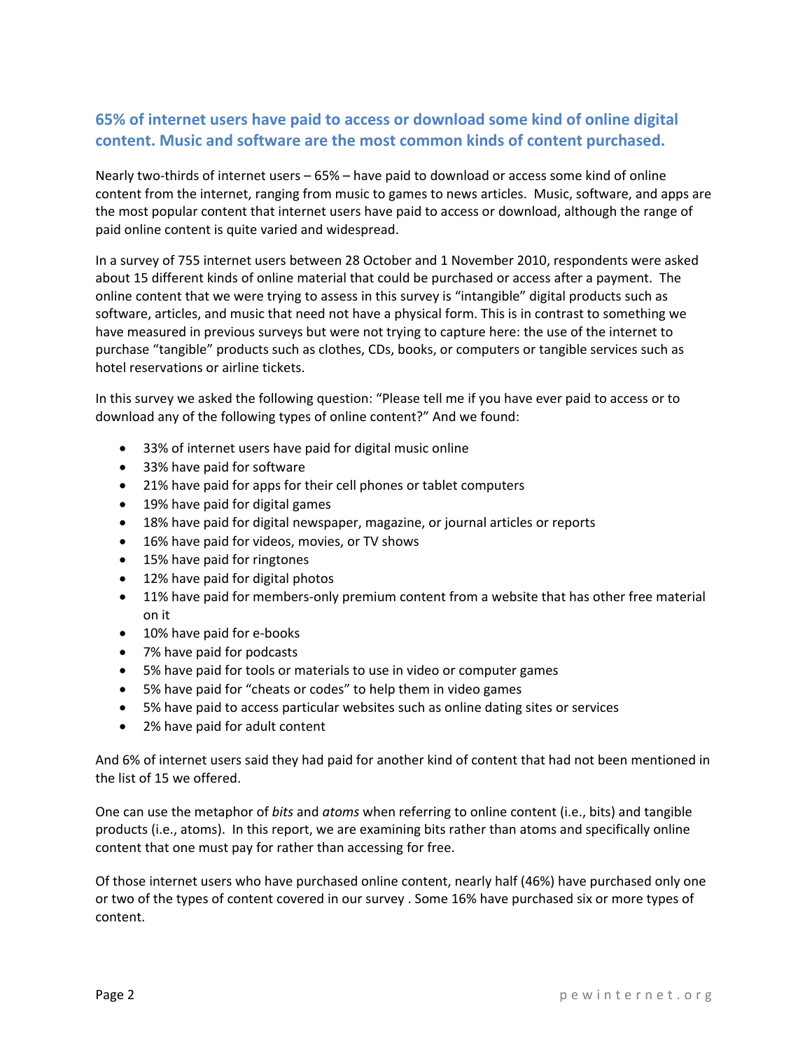## 65% of internet users have paid to access or download some kind of online digital content. Music and software are the most common kinds of content purchased.

Nearly two-thirds of internet users – 65% – have paid to download or access some kind of online content from the internet, ranging from music to games to news articles. Music, software, and apps are the most popular content that internet users have paid to access or download, although the range of paid online content is quite varied and widespread.

In a survey of 755 internet users between 28 October and 1 November 2010, respondents were asked about 15 different kinds of online material that could be purchased or access after a payment. The online content that we were trying to assess in this survey is "intangible" digital products such as software, articles, and music that need not have a physical form. This is in contrast to something we have measured in previous surveys but were not trying to capture here: the use of the internet to purchase "tangible" products such as clothes, CDs, books, or computers or tangible services such as hotel reservations or airline tickets.

In this survey we asked the following question: "Please tell me if you have ever paid to access or to download any of the following types of online content?" And we found:

- 33% of internet users have paid for digital music online
- 33% have paid for software
- 21% have paid for apps for their cell phones or tablet computers
- 19% have paid for digital games
- 18% have paid for digital newspaper, magazine, or journal articles or reports
- 16% have paid for videos, movies, or TV shows
- 15% have paid for ringtones
- 12% have paid for digital photos
- 11% have paid for members-only premium content from a website that has other free material on it
- 10% have paid for e-books
- 7% have paid for podcasts
- 5% have paid for tools or materials to use in video or computer games
- 5% have paid for "cheats or codes" to help them in video games
- 5% have paid to access particular websites such as online dating sites or services
- 2% have paid for adult content

And 6% of internet users said they had paid for another kind of content that had not been mentioned in the list of 15 we offered.

One can use the metaphor of *bits* and *atoms* when referring to online content (i.e., bits) and tangible products (i.e., atoms). In this report, we are examining bits rather than atoms and specifically online content that one must pay for rather than accessing for free.

Of those internet users who have purchased online content, nearly half (46%) have purchased only one or two of the types of content covered in our survey . Some 16% have purchased six or more types of content.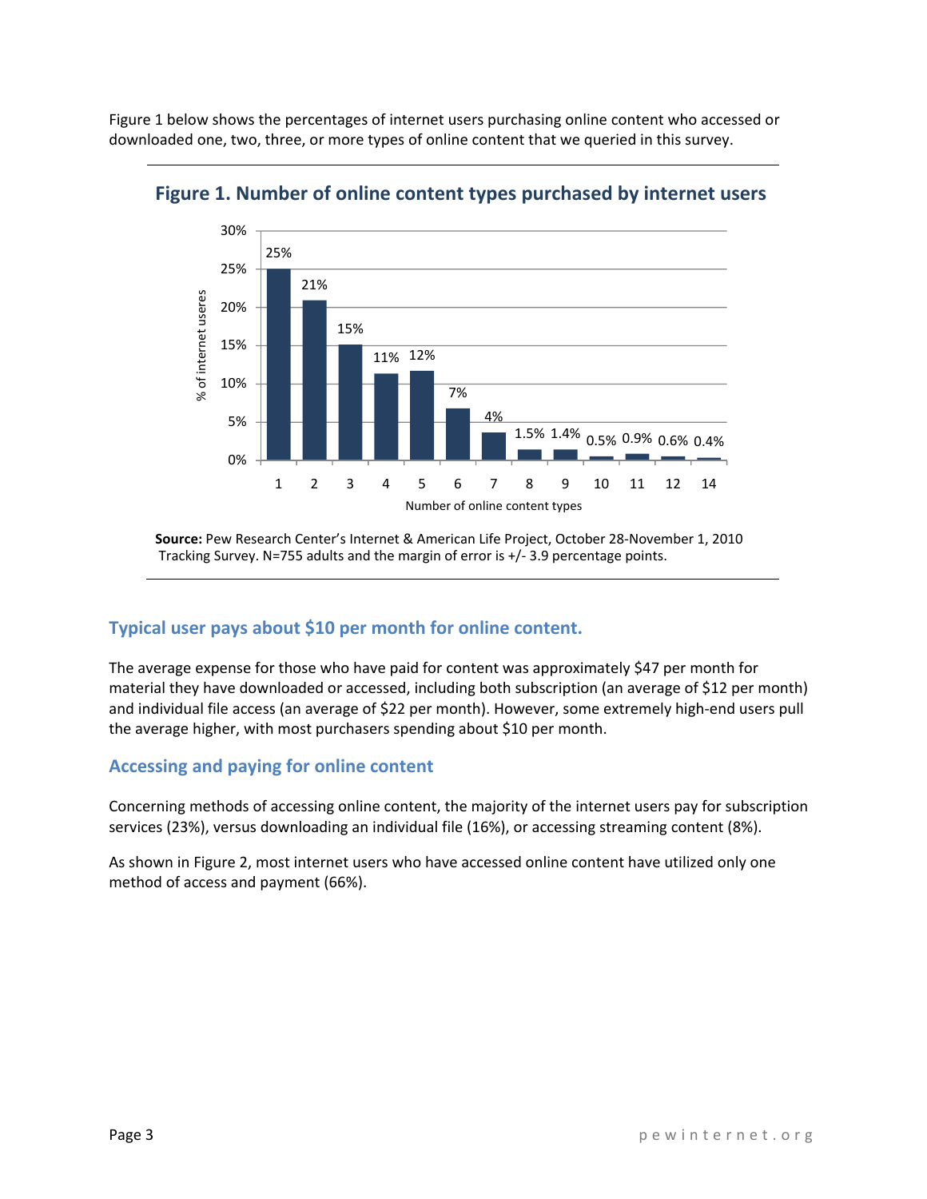Figure 1 below shows the percentages of internet users purchasing online content who accessed or downloaded one, two, three, or more types of online content that we queried in this survey.

**Figure 1. Number of online content types purchased by internet users**

| Number of online content types | % of internet useres |
| --- | --- |
| 1 | 25% |
| 2 | 21% |
| 3 | 15% |
| 4 | 11% |
| 5 | 12% |
| 6 | 7% |
| 7 | 4% |
| 8 | 1.5% |
| 9 | 1.4% |
| 10 | 0.5% |
| 11 | 0.9% |
| 12 | 0.6% |
| 14 | 0.4% |

**Source:** Pew Research Center's Internet & American Life Project, October 28-November 1, 2010 Tracking Survey. N=755 adults and the margin of error is +/- 3.9 percentage points.

## Typical user pays about $10 per month for online content.

The average expense for those who have paid for content was approximately $47 per month for material they have downloaded or accessed, including both subscription (an average of $12 per month) and individual file access (an average of $22 per month). However, some extremely high-end users pull the average higher, with most purchasers spending about $10 per month.

## Accessing and paying for online content

Concerning methods of accessing online content, the majority of the internet users pay for subscription services (23%), versus downloading an individual file (16%), or accessing streaming content (8%).

As shown in Figure 2, most internet users who have accessed online content have utilized only one method of access and payment (66%).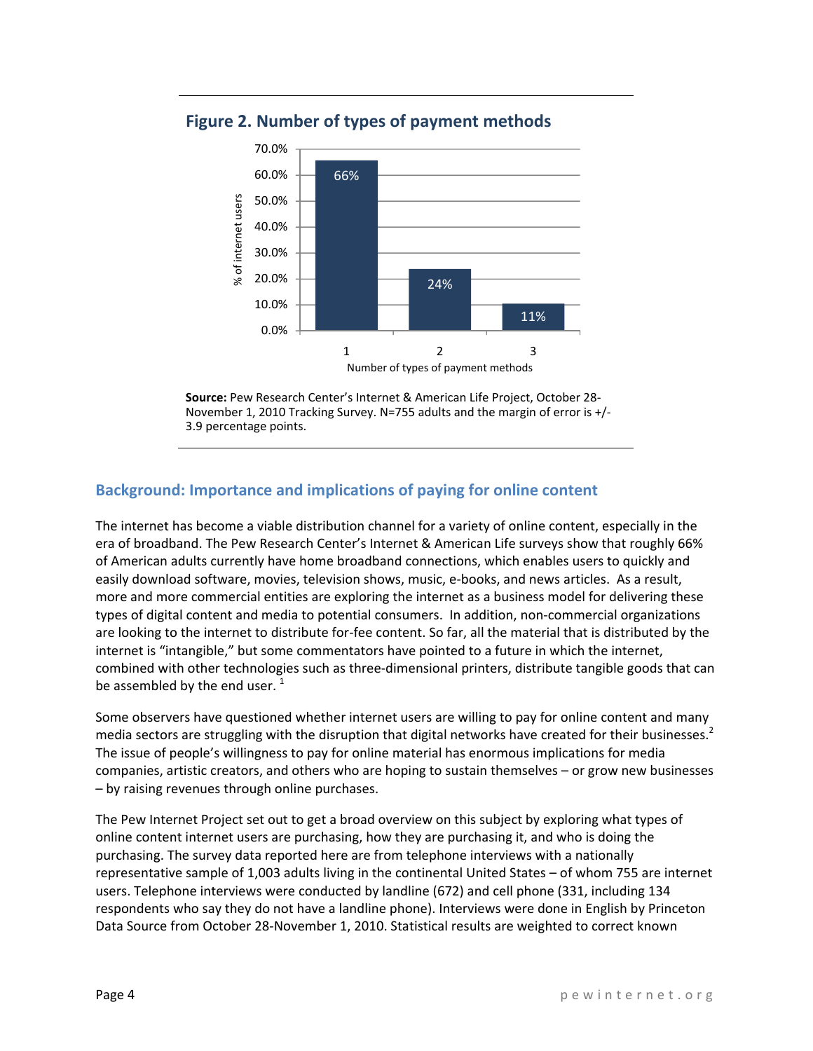**Figure 2. Number of types of payment methods**

| Number of types of payment methods | % of internet users |
|---|---|
| 1 | 66% |
| 2 | 24% |
| 3 | 11% |

**Source:** Pew Research Center's Internet & American Life Project, October 28-November 1, 2010 Tracking Survey. N=755 adults and the margin of error is +/- 3.9 percentage points.

## Background: Importance and implications of paying for online content

The internet has become a viable distribution channel for a variety of online content, especially in the era of broadband. The Pew Research Center's Internet & American Life surveys show that roughly 66% of American adults currently have home broadband connections, which enables users to quickly and easily download software, movies, television shows, music, e-books, and news articles. As a result, more and more commercial entities are exploring the internet as a business model for delivering these types of digital content and media to potential consumers. In addition, non-commercial organizations are looking to the internet to distribute for-fee content. So far, all the material that is distributed by the internet is "intangible," but some commentators have pointed to a future in which the internet, combined with other technologies such as three-dimensional printers, distribute tangible goods that can be assembled by the end user. [1]

Some observers have questioned whether internet users are willing to pay for online content and many media sectors are struggling with the disruption that digital networks have created for their businesses.[2] The issue of people's willingness to pay for online material has enormous implications for media companies, artistic creators, and others who are hoping to sustain themselves – or grow new businesses – by raising revenues through online purchases.

The Pew Internet Project set out to get a broad overview on this subject by exploring what types of online content internet users are purchasing, how they are purchasing it, and who is doing the purchasing. The survey data reported here are from telephone interviews with a nationally representative sample of 1,003 adults living in the continental United States – of whom 755 are internet users. Telephone interviews were conducted by landline (672) and cell phone (331, including 134 respondents who say they do not have a landline phone). Interviews were done in English by Princeton Data Source from October 28-November 1, 2010. Statistical results are weighted to correct known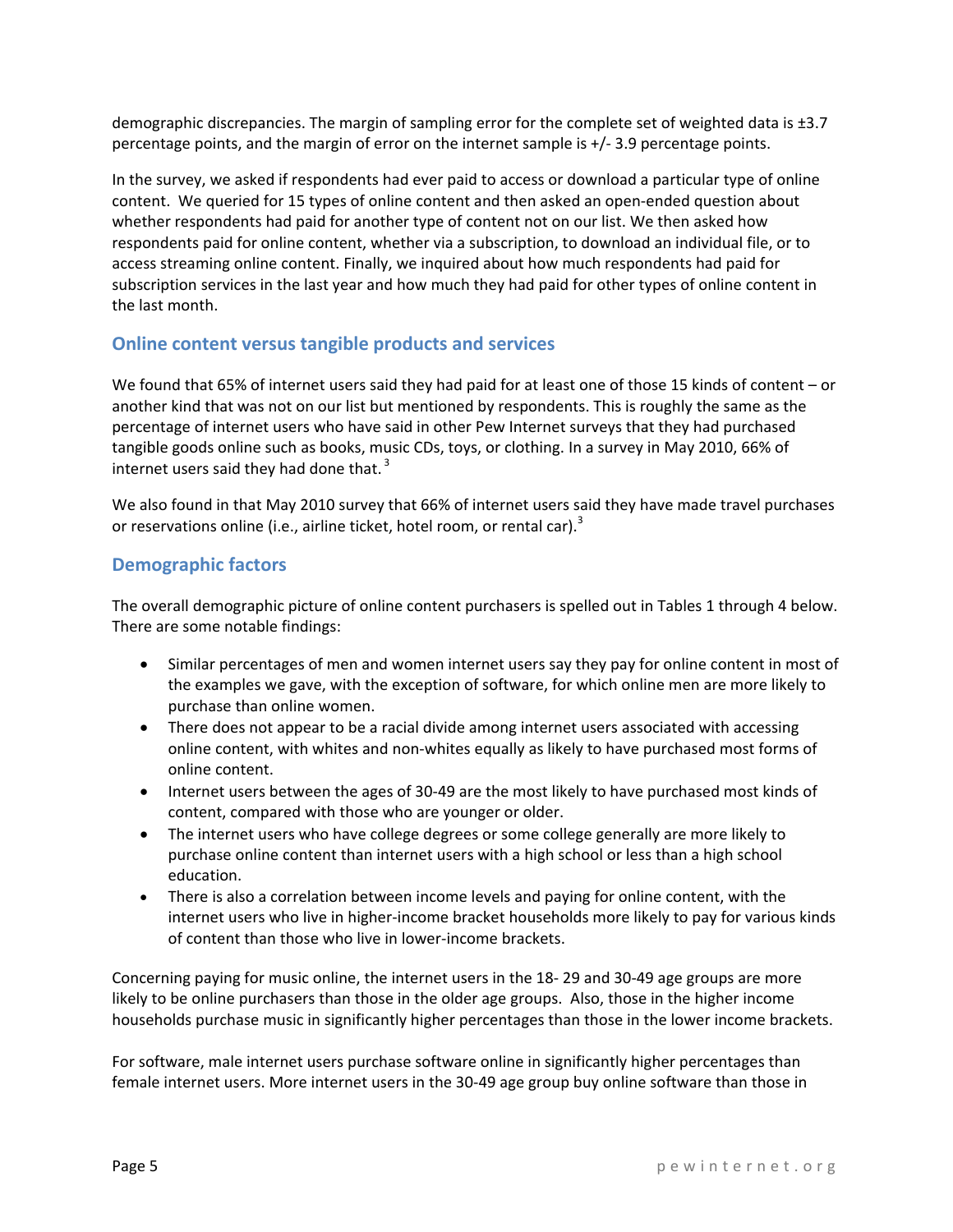demographic discrepancies. The margin of sampling error for the complete set of weighted data is ±3.7 percentage points, and the margin of error on the internet sample is +/- 3.9 percentage points.

In the survey, we asked if respondents had ever paid to access or download a particular type of online content. We queried for 15 types of online content and then asked an open-ended question about whether respondents had paid for another type of content not on our list. We then asked how respondents paid for online content, whether via a subscription, to download an individual file, or to access streaming online content. Finally, we inquired about how much respondents had paid for subscription services in the last year and how much they had paid for other types of online content in the last month.

## Online content versus tangible products and services

We found that 65% of internet users said they had paid for at least one of those 15 kinds of content – or another kind that was not on our list but mentioned by respondents. This is roughly the same as the percentage of internet users who have said in other Pew Internet surveys that they had purchased tangible goods online such as books, music CDs, toys, or clothing. In a survey in May 2010, 66% of internet users said they had done that. [3]

We also found in that May 2010 survey that 66% of internet users said they have made travel purchases or reservations online (i.e., airline ticket, hotel room, or rental car).[3]

## Demographic factors

The overall demographic picture of online content purchasers is spelled out in Tables 1 through 4 below. There are some notable findings:

- Similar percentages of men and women internet users say they pay for online content in most of the examples we gave, with the exception of software, for which online men are more likely to purchase than online women.
- There does not appear to be a racial divide among internet users associated with accessing online content, with whites and non-whites equally as likely to have purchased most forms of online content.
- Internet users between the ages of 30-49 are the most likely to have purchased most kinds of content, compared with those who are younger or older.
- The internet users who have college degrees or some college generally are more likely to purchase online content than internet users with a high school or less than a high school education.
- There is also a correlation between income levels and paying for online content, with the internet users who live in higher-income bracket households more likely to pay for various kinds of content than those who live in lower-income brackets.

Concerning paying for music online, the internet users in the 18- 29 and 30-49 age groups are more likely to be online purchasers than those in the older age groups. Also, those in the higher income households purchase music in significantly higher percentages than those in the lower income brackets.

For software, male internet users purchase software online in significantly higher percentages than female internet users. More internet users in the 30-49 age group buy online software than those in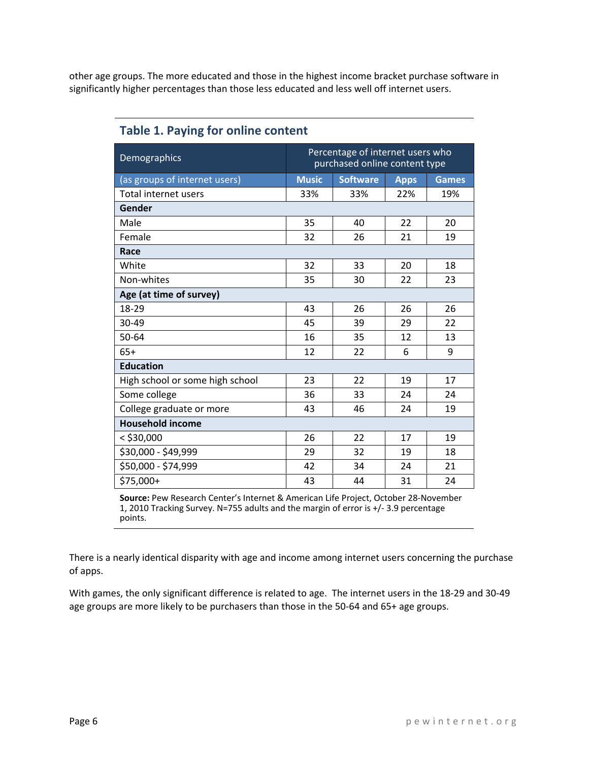other age groups. The more educated and those in the highest income bracket purchase software in significantly higher percentages than those less educated and less well off internet users.

## Table 1. Paying for online content

| Demographics | Percentage of internet users who purchased online content type | | | |
|---|---|---|---|---|
| (as groups of internet users) | Music | Software | Apps | Games |
| Total internet users | 33% | 33% | 22% | 19% |
| **Gender** | | | | |
| Male | 35 | 40 | 22 | 20 |
| Female | 32 | 26 | 21 | 19 |
| **Race** | | | | |
| White | 32 | 33 | 20 | 18 |
| Non-whites | 35 | 30 | 22 | 23 |
| **Age (at time of survey)** | | | | |
| 18-29 | 43 | 26 | 26 | 26 |
| 30-49 | 45 | 39 | 29 | 22 |
| 50-64 | 16 | 35 | 12 | 13 |
| 65+ | 12 | 22 | 6 | 9 |
| **Education** | | | | |
| High school or some high school | 23 | 22 | 19 | 17 |
| Some college | 36 | 33 | 24 | 24 |
| College graduate or more | 43 | 46 | 24 | 19 |
| **Household income** | | | | |
| < $30,000 | 26 | 22 | 17 | 19 |
| $30,000 - $49,999 | 29 | 32 | 19 | 18 |
| $50,000 - $74,999 | 42 | 34 | 24 | 21 |
| $75,000+ | 43 | 44 | 31 | 24 |

**Source:** Pew Research Center's Internet & American Life Project, October 28-November 1, 2010 Tracking Survey. N=755 adults and the margin of error is +/- 3.9 percentage points.

There is a nearly identical disparity with age and income among internet users concerning the purchase of apps.

With games, the only significant difference is related to age. The internet users in the 18-29 and 30-49 age groups are more likely to be purchasers than those in the 50-64 and 65+ age groups.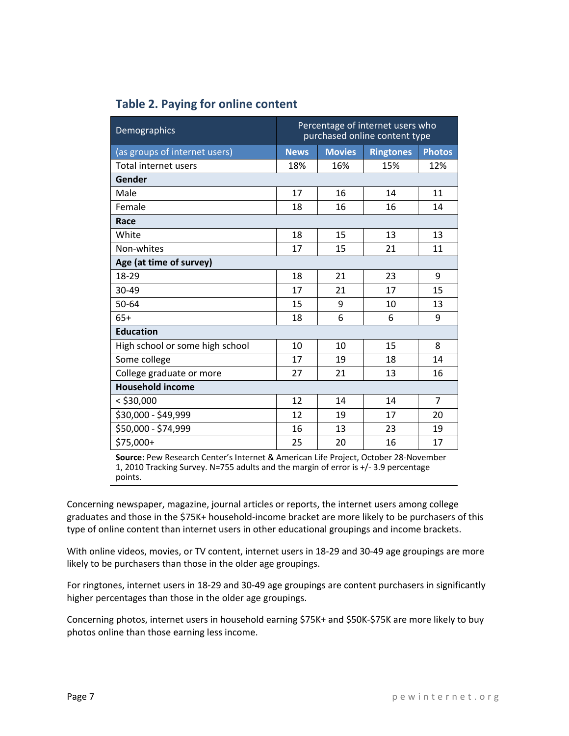## Table 2. Paying for online content

| Demographics | Percentage of internet users who purchased online content type | | | |
|---|---|---|---|---|
| (as groups of internet users) | News | Movies | Ringtones | Photos |
| Total internet users | 18% | 16% | 15% | 12% |
| **Gender** | | | | |
| Male | 17 | 16 | 14 | 11 |
| Female | 18 | 16 | 16 | 14 |
| **Race** | | | | |
| White | 18 | 15 | 13 | 13 |
| Non-whites | 17 | 15 | 21 | 11 |
| **Age (at time of survey)** | | | | |
| 18-29 | 18 | 21 | 23 | 9 |
| 30-49 | 17 | 21 | 17 | 15 |
| 50-64 | 15 | 9 | 10 | 13 |
| 65+ | 18 | 6 | 6 | 9 |
| **Education** | | | | |
| High school or some high school | 10 | 10 | 15 | 8 |
| Some college | 17 | 19 | 18 | 14 |
| College graduate or more | 27 | 21 | 13 | 16 |
| **Household income** | | | | |
| < $30,000 | 12 | 14 | 14 | 7 |
| $30,000 - $49,999 | 12 | 19 | 17 | 20 |
| $50,000 - $74,999 | 16 | 13 | 23 | 19 |
| $75,000+ | 25 | 20 | 16 | 17 |

**Source:** Pew Research Center's Internet & American Life Project, October 28-November 1, 2010 Tracking Survey. N=755 adults and the margin of error is +/- 3.9 percentage points.

Concerning newspaper, magazine, journal articles or reports, the internet users among college graduates and those in the $75K+ household-income bracket are more likely to be purchasers of this type of online content than internet users in other educational groupings and income brackets.

With online videos, movies, or TV content, internet users in 18-29 and 30-49 age groupings are more likely to be purchasers than those in the older age groupings.

For ringtones, internet users in 18-29 and 30-49 age groupings are content purchasers in significantly higher percentages than those in the older age groupings.

Concerning photos, internet users in household earning $75K+ and $50K-$75K are more likely to buy photos online than those earning less income.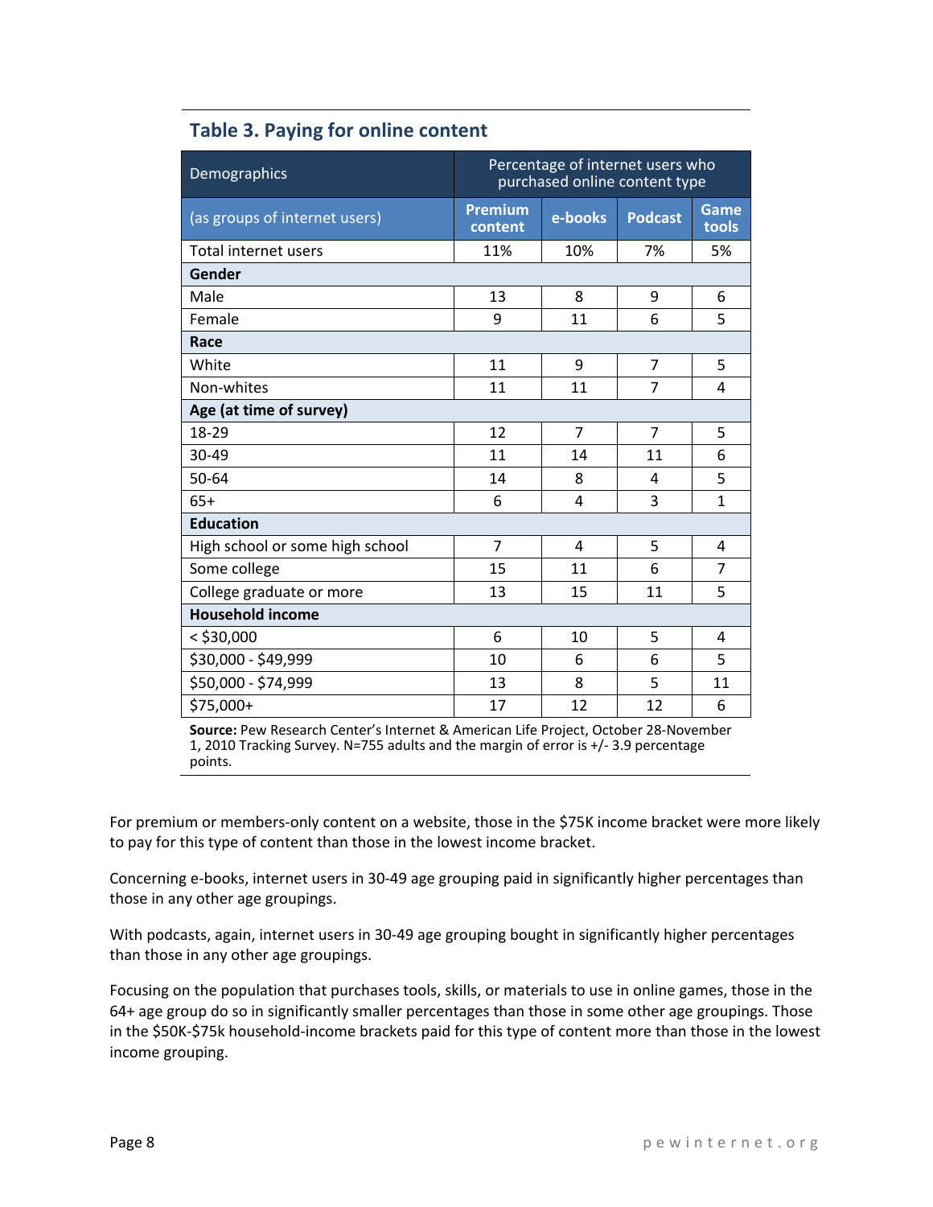## Table 3. Paying for online content

| Demographics | Percentage of internet users who purchased online content type | | | |
|---|---|---|---|---|
| (as groups of internet users) | Premium content | e-books | Podcast | Game tools |
| Total internet users | 11% | 10% | 7% | 5% |
| **Gender** | | | | |
| Male | 13 | 8 | 9 | 6 |
| Female | 9 | 11 | 6 | 5 |
| **Race** | | | | |
| White | 11 | 9 | 7 | 5 |
| Non-whites | 11 | 11 | 7 | 4 |
| **Age (at time of survey)** | | | | |
| 18-29 | 12 | 7 | 7 | 5 |
| 30-49 | 11 | 14 | 11 | 6 |
| 50-64 | 14 | 8 | 4 | 5 |
| 65+ | 6 | 4 | 3 | 1 |
| **Education** | | | | |
| High school or some high school | 7 | 4 | 5 | 4 |
| Some college | 15 | 11 | 6 | 7 |
| College graduate or more | 13 | 15 | 11 | 5 |
| **Household income** | | | | |
| < $30,000 | 6 | 10 | 5 | 4 |
| $30,000 - $49,999 | 10 | 6 | 6 | 5 |
| $50,000 - $74,999 | 13 | 8 | 5 | 11 |
| $75,000+ | 17 | 12 | 12 | 6 |

**Source:** Pew Research Center's Internet & American Life Project, October 28-November 1, 2010 Tracking Survey. N=755 adults and the margin of error is +/- 3.9 percentage points.

For premium or members-only content on a website, those in the $75K income bracket were more likely to pay for this type of content than those in the lowest income bracket.

Concerning e-books, internet users in 30-49 age grouping paid in significantly higher percentages than those in any other age groupings.

With podcasts, again, internet users in 30-49 age grouping bought in significantly higher percentages than those in any other age groupings.

Focusing on the population that purchases tools, skills, or materials to use in online games, those in the 64+ age group do so in significantly smaller percentages than those in some other age groupings. Those in the $50K-$75k household-income brackets paid for this type of content more than those in the lowest income grouping.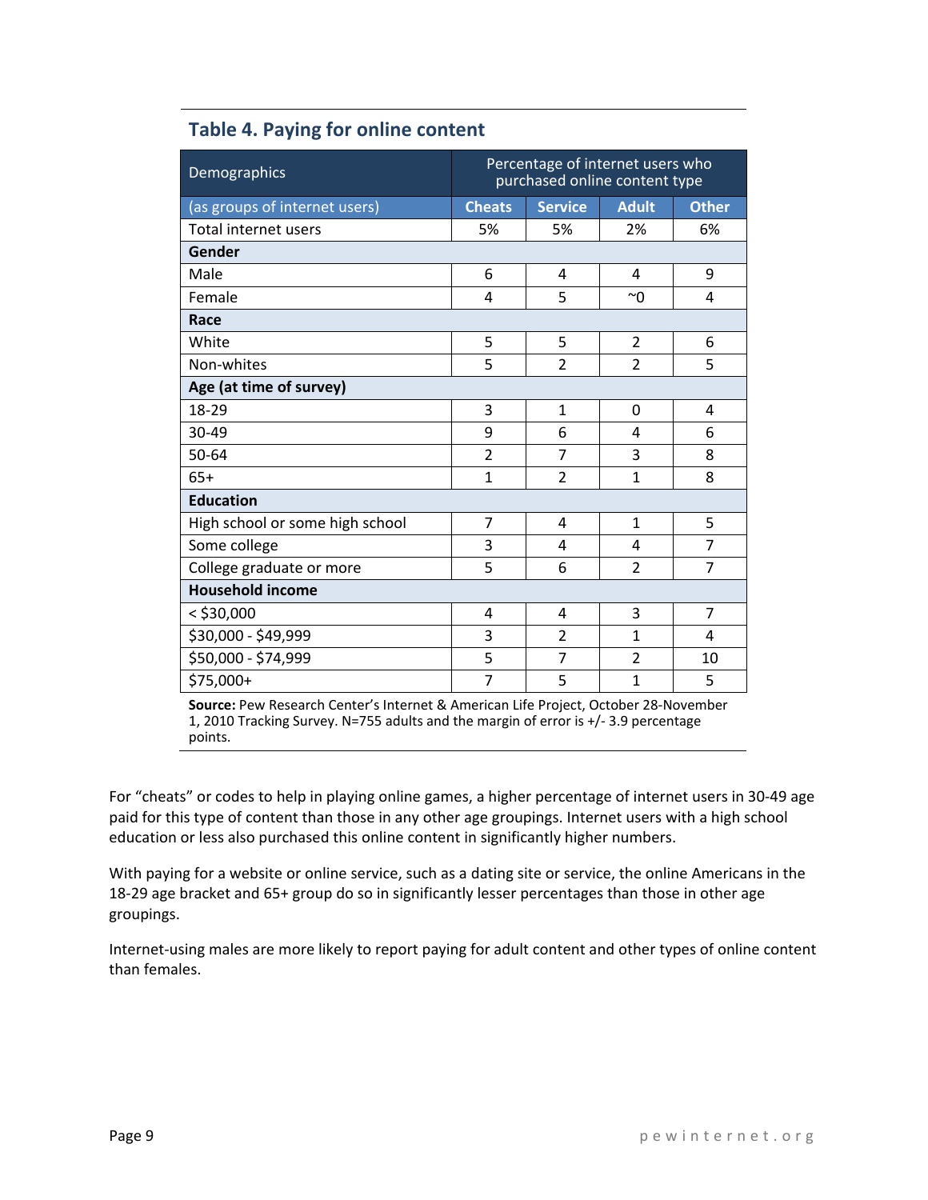### Table 4. Paying for online content

| Demographics | Percentage of internet users who purchased online content type | | | |
|---|---|---|---|---|
| (as groups of internet users) | Cheats | Service | Adult | Other |
| Total internet users | 5% | 5% | 2% | 6% |
| **Gender** | | | | |
| Male | 6 | 4 | 4 | 9 |
| Female | 4 | 5 | ~0 | 4 |
| **Race** | | | | |
| White | 5 | 5 | 2 | 6 |
| Non-whites | 5 | 2 | 2 | 5 |
| **Age (at time of survey)** | | | | |
| 18-29 | 3 | 1 | 0 | 4 |
| 30-49 | 9 | 6 | 4 | 6 |
| 50-64 | 2 | 7 | 3 | 8 |
| 65+ | 1 | 2 | 1 | 8 |
| **Education** | | | | |
| High school or some high school | 7 | 4 | 1 | 5 |
| Some college | 3 | 4 | 4 | 7 |
| College graduate or more | 5 | 6 | 2 | 7 |
| **Household income** | | | | |
| < $30,000 | 4 | 4 | 3 | 7 |
| $30,000 - $49,999 | 3 | 2 | 1 | 4 |
| $50,000 - $74,999 | 5 | 7 | 2 | 10 |
| $75,000+ | 7 | 5 | 1 | 5 |

**Source:** Pew Research Center's Internet & American Life Project, October 28-November 1, 2010 Tracking Survey. N=755 adults and the margin of error is +/- 3.9 percentage points.

For "cheats" or codes to help in playing online games, a higher percentage of internet users in 30-49 age paid for this type of content than those in any other age groupings. Internet users with a high school education or less also purchased this online content in significantly higher numbers.

With paying for a website or online service, such as a dating site or service, the online Americans in the 18-29 age bracket and 65+ group do so in significantly lesser percentages than those in other age groupings.

Internet-using males are more likely to report paying for adult content and other types of online content than females.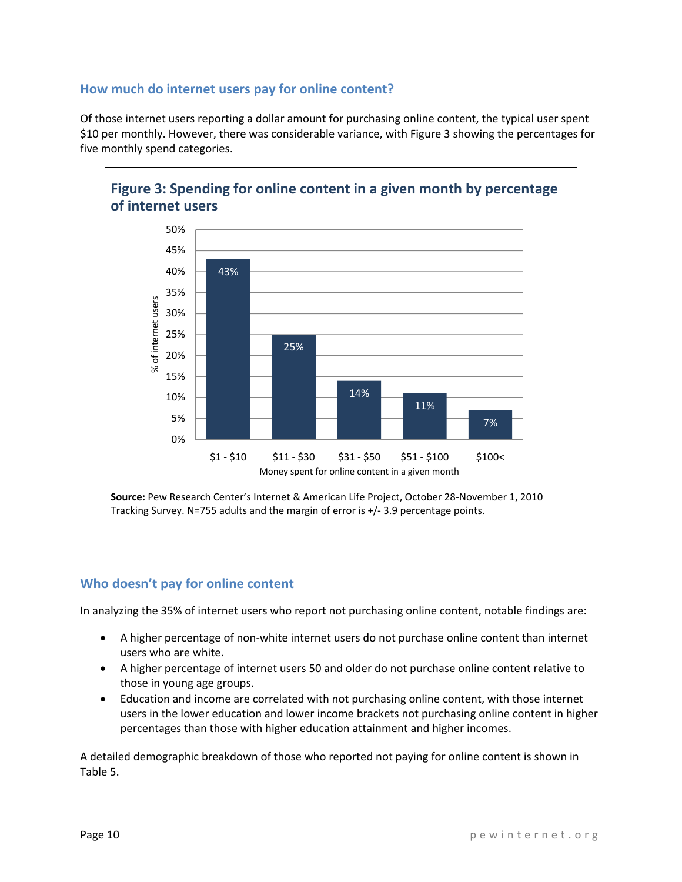## How much do internet users pay for online content?

Of those internet users reporting a dollar amount for purchasing online content, the typical user spent $10 per monthly. However, there was considerable variance, with Figure 3 showing the percentages for five monthly spend categories.

### Figure 3: Spending for online content in a given month by percentage of internet users

| Money spent for online content in a given month | % of internet users |
|---|---|
| $1 - $10 | 43% |
| $11 - $30 | 25% |
| $31 - $50 | 14% |
| $51 - $100 | 11% |
| $100< | 7% |

**Source:** Pew Research Center's Internet & American Life Project, October 28-November 1, 2010 Tracking Survey. N=755 adults and the margin of error is +/- 3.9 percentage points.

## Who doesn't pay for online content

In analyzing the 35% of internet users who report not purchasing online content, notable findings are:

- A higher percentage of non-white internet users do not purchase online content than internet users who are white.
- A higher percentage of internet users 50 and older do not purchase online content relative to those in young age groups.
- Education and income are correlated with not purchasing online content, with those internet users in the lower education and lower income brackets not purchasing online content in higher percentages than those with higher education attainment and higher incomes.

A detailed demographic breakdown of those who reported not paying for online content is shown in Table 5.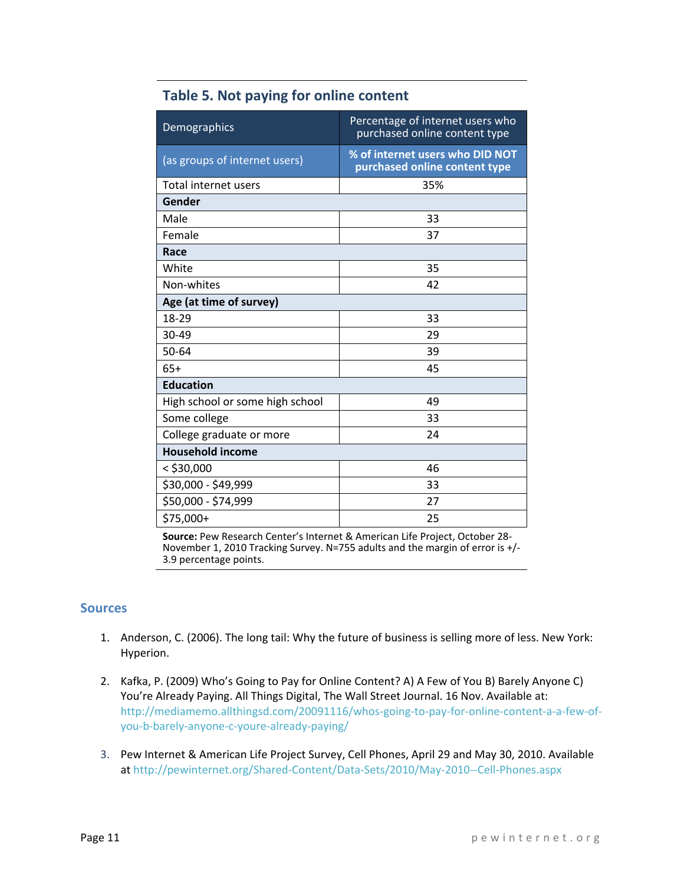### Table 5. Not paying for online content

| Demographics | Percentage of internet users who purchased online content type |
|---|---|
| (as groups of internet users) | **% of internet users who DID NOT purchased online content type** |
| Total internet users | 35% |
| **Gender** | |
| Male | 33 |
| Female | 37 |
| **Race** | |
| White | 35 |
| Non-whites | 42 |
| **Age (at time of survey)** | |
| 18-29 | 33 |
| 30-49 | 29 |
| 50-64 | 39 |
| 65+ | 45 |
| **Education** | |
| High school or some high school | 49 |
| Some college | 33 |
| College graduate or more | 24 |
| **Household income** | |
| < $30,000 | 46 |
| $30,000 - $49,999 | 33 |
| $50,000 - $74,999 | 27 |
| $75,000+ | 25 |

**Source:** Pew Research Center's Internet & American Life Project, October 28-November 1, 2010 Tracking Survey. N=755 adults and the margin of error is +/- 3.9 percentage points.

## Sources

1. Anderson, C. (2006). The long tail: Why the future of business is selling more of less. New York: Hyperion.

2. Kafka, P. (2009) Who's Going to Pay for Online Content? A) A Few of You B) Barely Anyone C) You're Already Paying. All Things Digital, The Wall Street Journal. 16 Nov. Available at: http://mediamemo.allthingsd.com/20091116/whos-going-to-pay-for-online-content-a-a-few-of-you-b-barely-anyone-c-youre-already-paying/

3. Pew Internet & American Life Project Survey, Cell Phones, April 29 and May 30, 2010. Available at http://pewinternet.org/Shared-Content/Data-Sets/2010/May-2010--Cell-Phones.aspx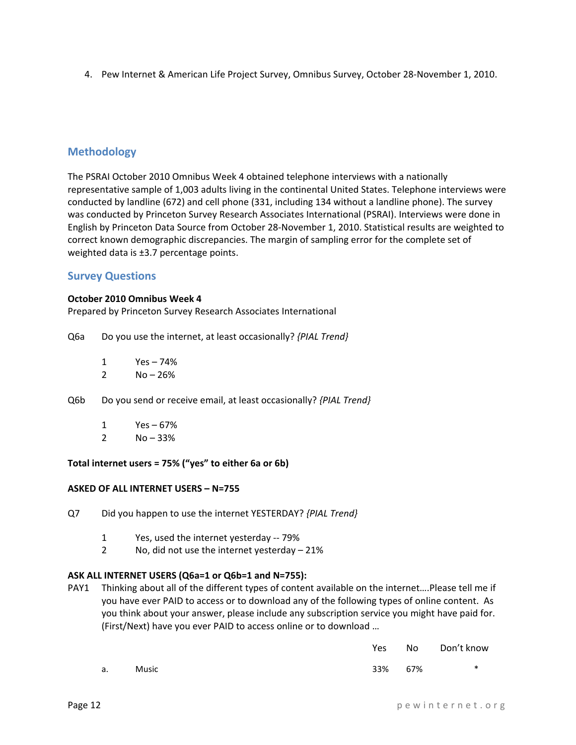4. Pew Internet & American Life Project Survey, Omnibus Survey, October 28-November 1, 2010.

## Methodology

The PSRAI October 2010 Omnibus Week 4 obtained telephone interviews with a nationally representative sample of 1,003 adults living in the continental United States. Telephone interviews were conducted by landline (672) and cell phone (331, including 134 without a landline phone). The survey was conducted by Princeton Survey Research Associates International (PSRAI). Interviews were done in English by Princeton Data Source from October 28-November 1, 2010. Statistical results are weighted to correct known demographic discrepancies. The margin of sampling error for the complete set of weighted data is ±3.7 percentage points.

## Survey Questions

**October 2010 Omnibus Week 4**
Prepared by Princeton Survey Research Associates International

Q6a Do you use the internet, at least occasionally? *{PIAL Trend}*

1 Yes – 74%
2 No – 26%

Q6b Do you send or receive email, at least occasionally? *{PIAL Trend}*

1 Yes – 67%
2 No – 33%

**Total internet users = 75% ("yes" to either 6a or 6b)**

**ASKED OF ALL INTERNET USERS – N=755**

Q7 Did you happen to use the internet YESTERDAY? *{PIAL Trend}*

1 Yes, used the internet yesterday -- 79%
2 No, did not use the internet yesterday – 21%

**ASK ALL INTERNET USERS (Q6a=1 or Q6b=1 and N=755):**

PAY1 Thinking about all of the different types of content available on the internet….Please tell me if you have ever PAID to access or to download any of the following types of online content. As you think about your answer, please include any subscription service you might have paid for. (First/Next) have you ever PAID to access online or to download …

| | | Yes | No | Don't know |
|---|---|---|---|---|
| a. | Music | 33% | 67% | * |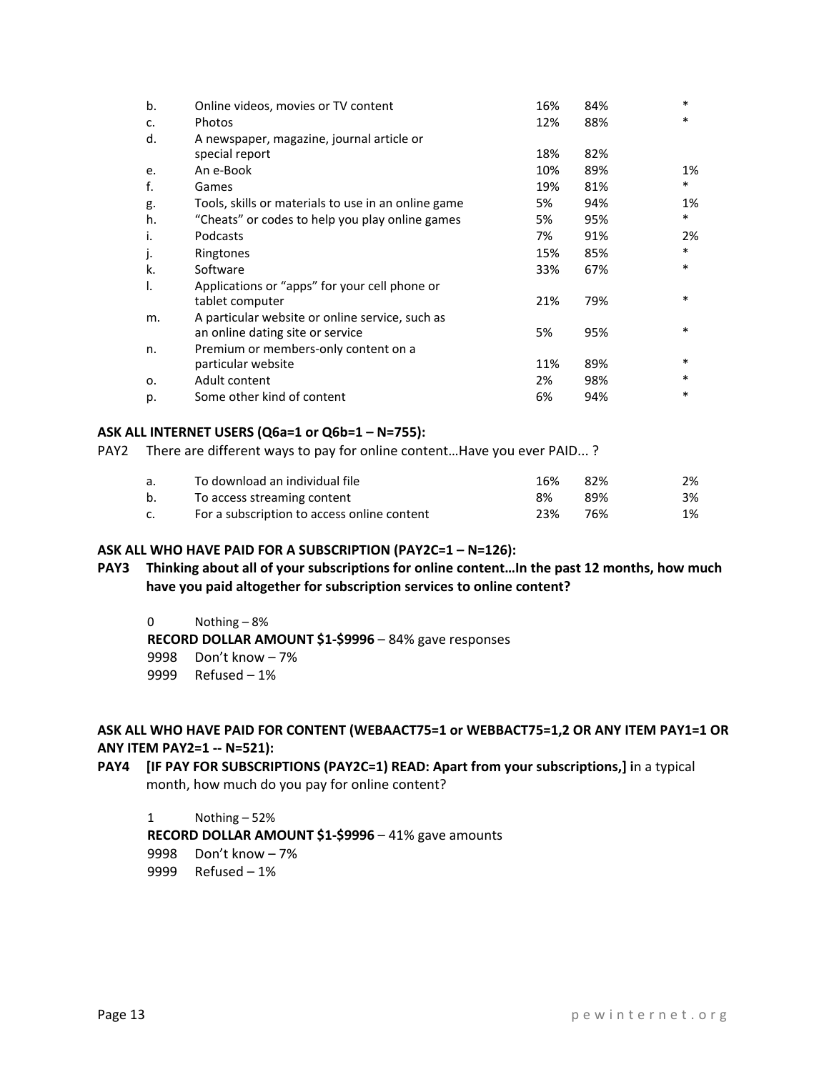| | | | | |
|---|---|---|---|---|
| b. | Online videos, movies or TV content | 16% | 84% | * |
| c. | Photos | 12% | 88% | * |
| d. | A newspaper, magazine, journal article or special report | 18% | 82% | |
| e. | An e-Book | 10% | 89% | 1% |
| f. | Games | 19% | 81% | * |
| g. | Tools, skills or materials to use in an online game | 5% | 94% | 1% |
| h. | "Cheats" or codes to help you play online games | 5% | 95% | * |
| i. | Podcasts | 7% | 91% | 2% |
| j. | Ringtones | 15% | 85% | * |
| k. | Software | 33% | 67% | * |
| l. | Applications or "apps" for your cell phone or tablet computer | 21% | 79% | * |
| m. | A particular website or online service, such as an online dating site or service | 5% | 95% | * |
| n. | Premium or members-only content on a particular website | 11% | 89% | * |
| o. | Adult content | 2% | 98% | * |
| p. | Some other kind of content | 6% | 94% | * |

**ASK ALL INTERNET USERS (Q6a=1 or Q6b=1 – N=755):**

PAY2 There are different ways to pay for online content…Have you ever PAID... ?

| | | | | |
|---|---|---|---|---|
| a. | To download an individual file | 16% | 82% | 2% |
| b. | To access streaming content | 8% | 89% | 3% |
| c. | For a subscription to access online content | 23% | 76% | 1% |

**ASK ALL WHO HAVE PAID FOR A SUBSCRIPTION (PAY2C=1 – N=126):**

**PAY3 Thinking about all of your subscriptions for online content…In the past 12 months, how much have you paid altogether for subscription services to online content?**

0 Nothing – 8%

**RECORD DOLLAR AMOUNT $1-$9996** – 84% gave responses

9998 Don't know – 7%

9999 Refused – 1%

**ASK ALL WHO HAVE PAID FOR CONTENT (WEBAACT75=1 or WEBBACT75=1,2 OR ANY ITEM PAY1=1 OR ANY ITEM PAY2=1 -- N=521):**

**PAY4 [IF PAY FOR SUBSCRIPTIONS (PAY2C=1) READ: Apart from your subscriptions,] i**n a typical month, how much do you pay for online content?

1 Nothing – 52%

**RECORD DOLLAR AMOUNT $1-$9996** – 41% gave amounts

9998 Don't know – 7%

9999 Refused – 1%